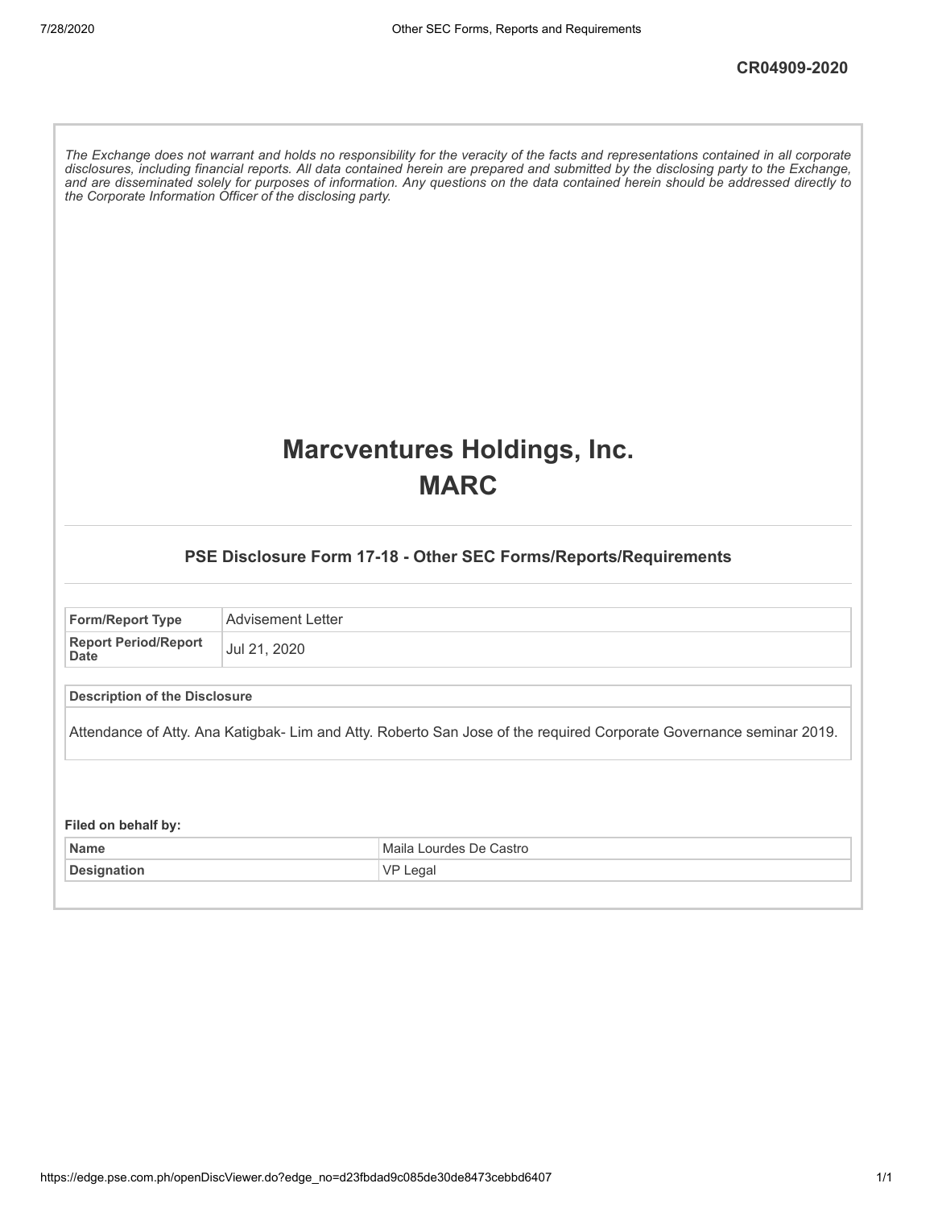CR04909-2020

*The Exchange does not warrant and holds no responsibility for the veracity of the facts and representations contained in all corporate disclosures, including financial reports. All data contained herein are prepared and submitted by the disclosing party to the Exchange, and are disseminated solely for purposes of information. Any questions on the data contained herein should be addressed directly to the Corporate Information Officer of the disclosing party.*

# Marcventures Holdings, Inc.
# MARC

### PSE Disclosure Form 17-18 - Other SEC Forms/Reports/Requirements

| **Form/Report Type** | Advisement Letter |
|---|---|
| **Report Period/Report Date** | Jul 21, 2020 |

| **Description of the Disclosure** |
|---|
| Attendance of Atty. Ana Katigbak- Lim and Atty. Roberto San Jose of the required Corporate Governance seminar 2019. |

**Filed on behalf by:**

| **Name** | Maila Lourdes De Castro |
|---|---|
| **Designation** | VP Legal |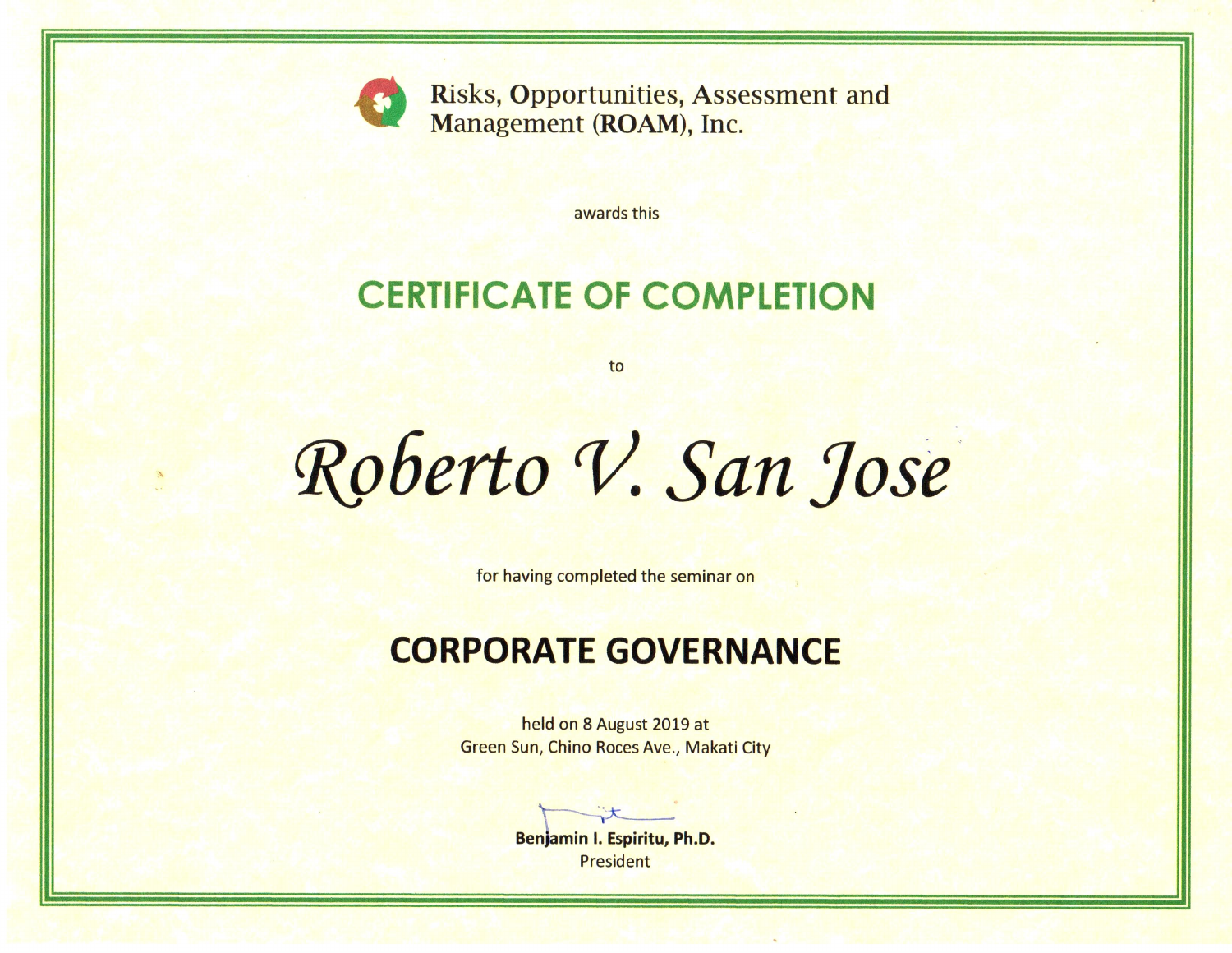Risks, Opportunities, Assessment and Management (**ROAM**), Inc.

awards this

# CERTIFICATE OF COMPLETION

to

# *Roberto V. San Jose*

for having completed the seminar on

## CORPORATE GOVERNANCE

held on 8 August 2019 at
Green Sun, Chino Roces Ave., Makati City

**Benjamin I. Espiritu, Ph.D.**
President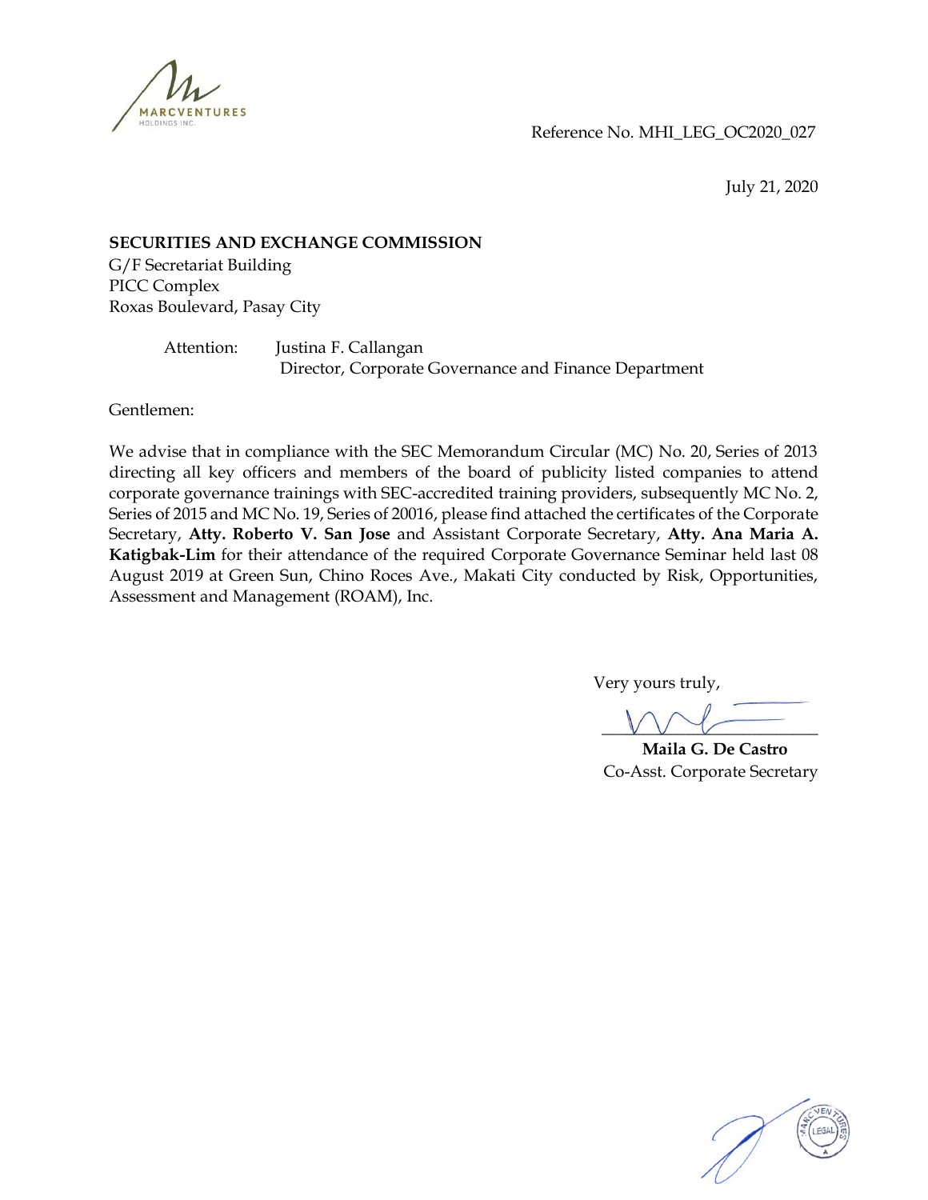MARCVENTURES
HOLDINGS INC.

Reference No. MHI_LEG_OC2020_027

July 21, 2020

**SECURITIES AND EXCHANGE COMMISSION**
G/F Secretariat Building
PICC Complex
Roxas Boulevard, Pasay City

Attention: Justina F. Callangan
Director, Corporate Governance and Finance Department

Gentlemen:

We advise that in compliance with the SEC Memorandum Circular (MC) No. 20, Series of 2013 directing all key officers and members of the board of publicity listed companies to attend corporate governance trainings with SEC-accredited training providers, subsequently MC No. 2, Series of 2015 and MC No. 19, Series of 20016, please find attached the certificates of the Corporate Secretary, **Atty. Roberto V. San Jose** and Assistant Corporate Secretary, **Atty. Ana Maria A. Katigbak-Lim** for their attendance of the required Corporate Governance Seminar held last 08 August 2019 at Green Sun, Chino Roces Ave., Makati City conducted by Risk, Opportunities, Assessment and Management (ROAM), Inc.

Very yours truly,

**Maila G. De Castro**
Co-Asst. Corporate Secretary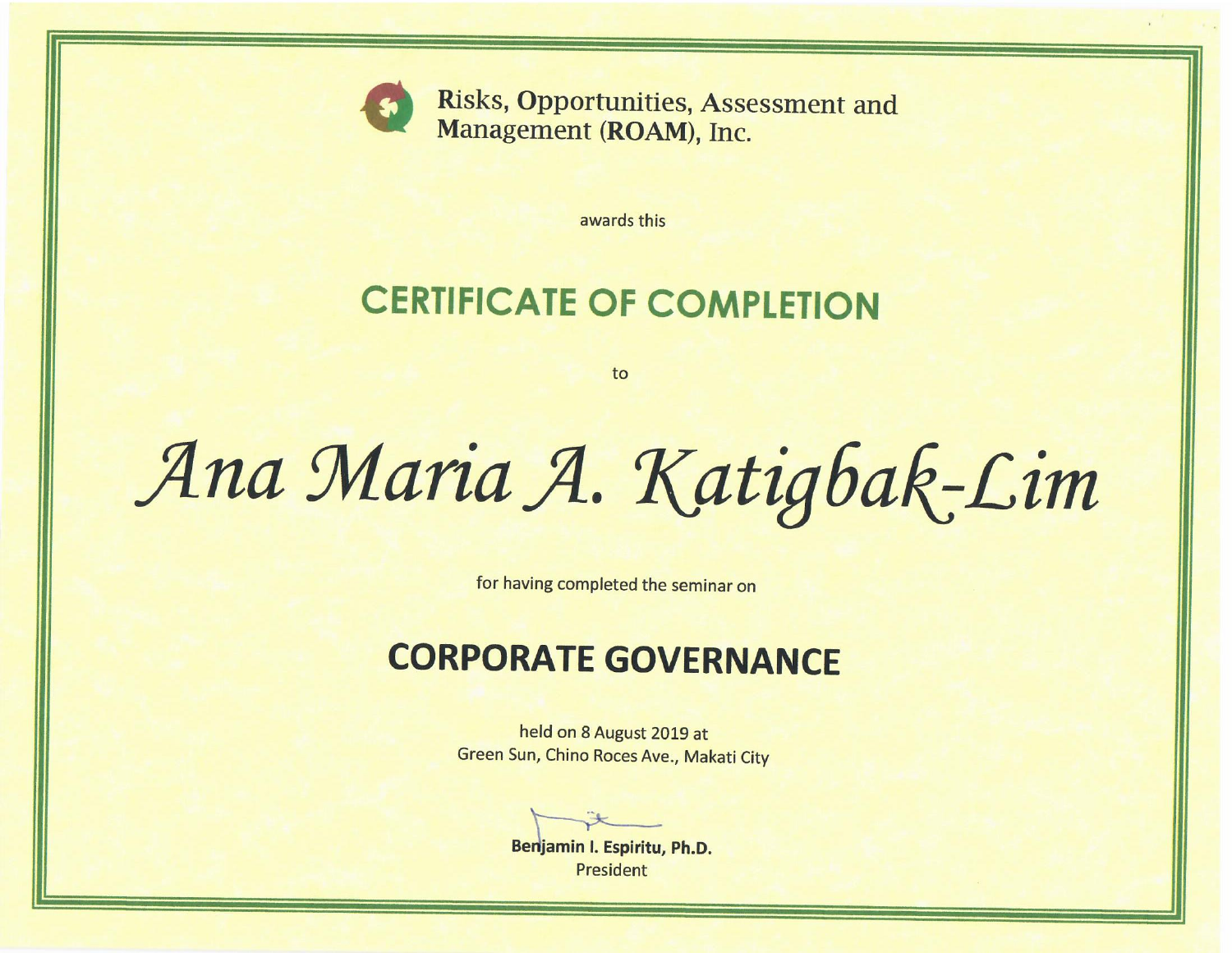**Risks, Opportunities, Assessment and Management (ROAM), Inc.**

awards this

# CERTIFICATE OF COMPLETION

to

## *Ana Maria A. Katigbak-Lim*

for having completed the seminar on

## CORPORATE GOVERNANCE

held on 8 August 2019 at
Green Sun, Chino Roces Ave., Makati City

**Benjamin I. Espiritu, Ph.D.**
President